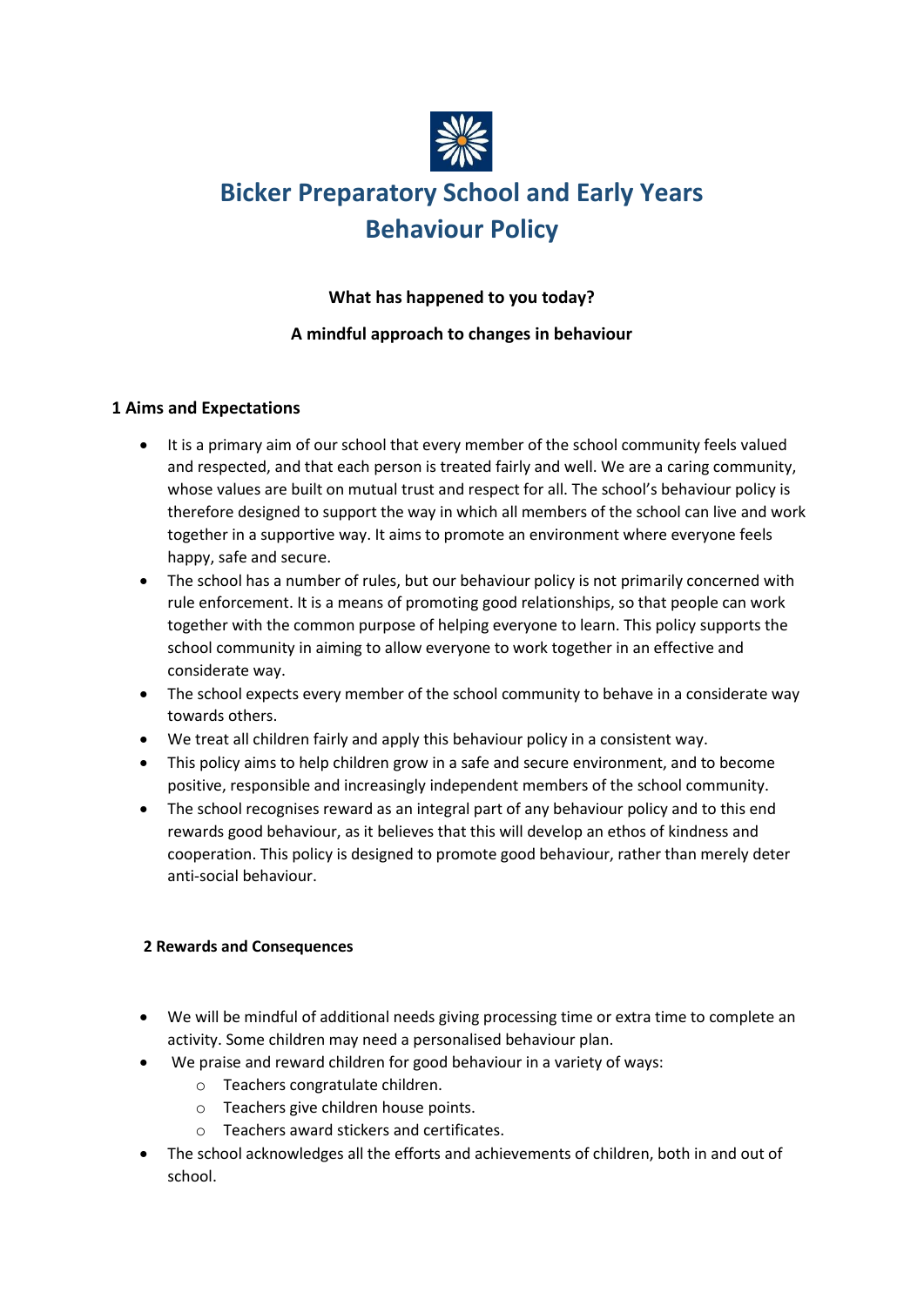# Bicker Preparatory School and Early Years Behaviour Policy

**What has happened to you today?**

**A mindful approach to changes in behaviour**

## 1 Aims and Expectations

- It is a primary aim of our school that every member of the school community feels valued and respected, and that each person is treated fairly and well. We are a caring community, whose values are built on mutual trust and respect for all. The school's behaviour policy is therefore designed to support the way in which all members of the school can live and work together in a supportive way. It aims to promote an environment where everyone feels happy, safe and secure.
- The school has a number of rules, but our behaviour policy is not primarily concerned with rule enforcement. It is a means of promoting good relationships, so that people can work together with the common purpose of helping everyone to learn. This policy supports the school community in aiming to allow everyone to work together in an effective and considerate way.
- The school expects every member of the school community to behave in a considerate way towards others.
- We treat all children fairly and apply this behaviour policy in a consistent way.
- This policy aims to help children grow in a safe and secure environment, and to become positive, responsible and increasingly independent members of the school community.
- The school recognises reward as an integral part of any behaviour policy and to this end rewards good behaviour, as it believes that this will develop an ethos of kindness and cooperation. This policy is designed to promote good behaviour, rather than merely deter anti-social behaviour.

## 2 Rewards and Consequences

- We will be mindful of additional needs giving processing time or extra time to complete an activity. Some children may need a personalised behaviour plan.
- We praise and reward children for good behaviour in a variety of ways:
  - Teachers congratulate children.
  - Teachers give children house points.
  - Teachers award stickers and certificates.
- The school acknowledges all the efforts and achievements of children, both in and out of school.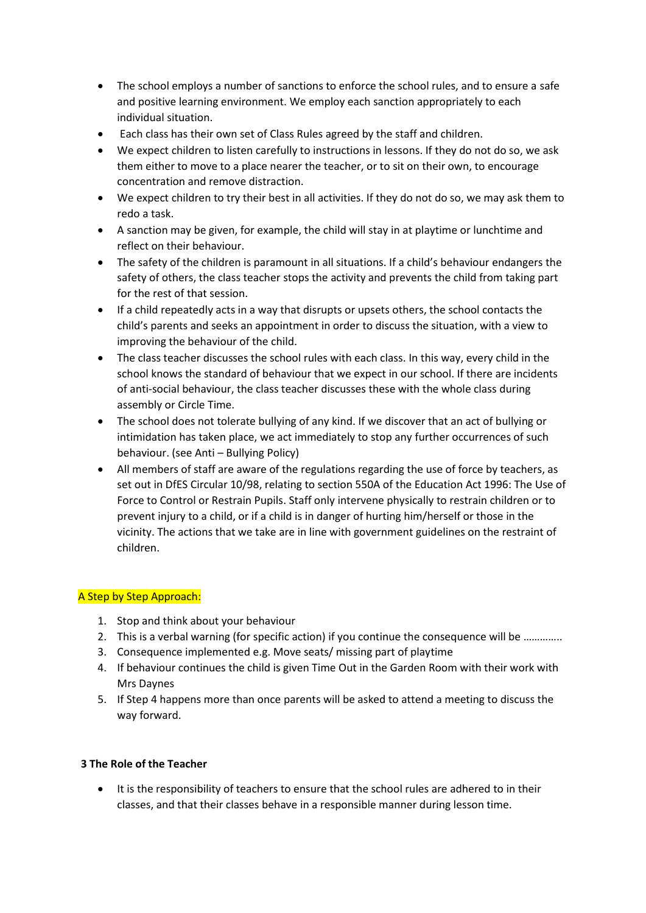- The school employs a number of sanctions to enforce the school rules, and to ensure a safe and positive learning environment. We employ each sanction appropriately to each individual situation.
- Each class has their own set of Class Rules agreed by the staff and children.
- We expect children to listen carefully to instructions in lessons. If they do not do so, we ask them either to move to a place nearer the teacher, or to sit on their own, to encourage concentration and remove distraction.
- We expect children to try their best in all activities. If they do not do so, we may ask them to redo a task.
- A sanction may be given, for example, the child will stay in at playtime or lunchtime and reflect on their behaviour.
- The safety of the children is paramount in all situations. If a child's behaviour endangers the safety of others, the class teacher stops the activity and prevents the child from taking part for the rest of that session.
- If a child repeatedly acts in a way that disrupts or upsets others, the school contacts the child's parents and seeks an appointment in order to discuss the situation, with a view to improving the behaviour of the child.
- The class teacher discusses the school rules with each class. In this way, every child in the school knows the standard of behaviour that we expect in our school. If there are incidents of anti-social behaviour, the class teacher discusses these with the whole class during assembly or Circle Time.
- The school does not tolerate bullying of any kind. If we discover that an act of bullying or intimidation has taken place, we act immediately to stop any further occurrences of such behaviour. (see Anti – Bullying Policy)
- All members of staff are aware of the regulations regarding the use of force by teachers, as set out in DfES Circular 10/98, relating to section 550A of the Education Act 1996: The Use of Force to Control or Restrain Pupils. Staff only intervene physically to restrain children or to prevent injury to a child, or if a child is in danger of hurting him/herself or those in the vicinity. The actions that we take are in line with government guidelines on the restraint of children.

A Step by Step Approach:

1. Stop and think about your behaviour
2. This is a verbal warning (for specific action) if you continue the consequence will be …………..
3. Consequence implemented e.g. Move seats/ missing part of playtime
4. If behaviour continues the child is given Time Out in the Garden Room with their work with Mrs Daynes
5. If Step 4 happens more than once parents will be asked to attend a meeting to discuss the way forward.

### 3 The Role of the Teacher

- It is the responsibility of teachers to ensure that the school rules are adhered to in their classes, and that their classes behave in a responsible manner during lesson time.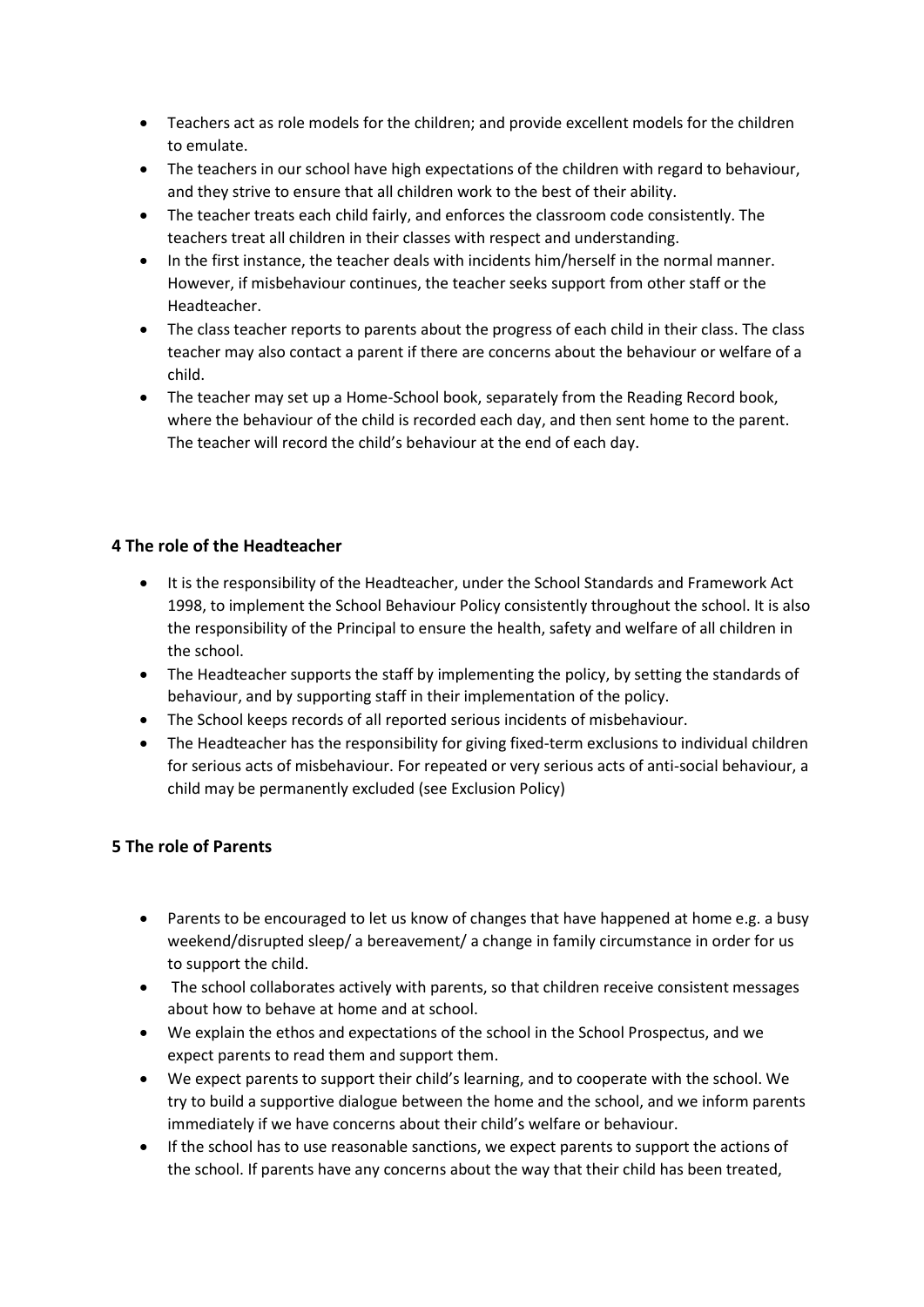- Teachers act as role models for the children; and provide excellent models for the children to emulate.
- The teachers in our school have high expectations of the children with regard to behaviour, and they strive to ensure that all children work to the best of their ability.
- The teacher treats each child fairly, and enforces the classroom code consistently. The teachers treat all children in their classes with respect and understanding.
- In the first instance, the teacher deals with incidents him/herself in the normal manner. However, if misbehaviour continues, the teacher seeks support from other staff or the Headteacher.
- The class teacher reports to parents about the progress of each child in their class. The class teacher may also contact a parent if there are concerns about the behaviour or welfare of a child.
- The teacher may set up a Home-School book, separately from the Reading Record book, where the behaviour of the child is recorded each day, and then sent home to the parent. The teacher will record the child's behaviour at the end of each day.

## 4 The role of the Headteacher

- It is the responsibility of the Headteacher, under the School Standards and Framework Act 1998, to implement the School Behaviour Policy consistently throughout the school. It is also the responsibility of the Principal to ensure the health, safety and welfare of all children in the school.
- The Headteacher supports the staff by implementing the policy, by setting the standards of behaviour, and by supporting staff in their implementation of the policy.
- The School keeps records of all reported serious incidents of misbehaviour.
- The Headteacher has the responsibility for giving fixed-term exclusions to individual children for serious acts of misbehaviour. For repeated or very serious acts of anti-social behaviour, a child may be permanently excluded (see Exclusion Policy)

## 5 The role of Parents

- Parents to be encouraged to let us know of changes that have happened at home e.g. a busy weekend/disrupted sleep/ a bereavement/ a change in family circumstance in order for us to support the child.
- The school collaborates actively with parents, so that children receive consistent messages about how to behave at home and at school.
- We explain the ethos and expectations of the school in the School Prospectus, and we expect parents to read them and support them.
- We expect parents to support their child's learning, and to cooperate with the school. We try to build a supportive dialogue between the home and the school, and we inform parents immediately if we have concerns about their child's welfare or behaviour.
- If the school has to use reasonable sanctions, we expect parents to support the actions of the school. If parents have any concerns about the way that their child has been treated,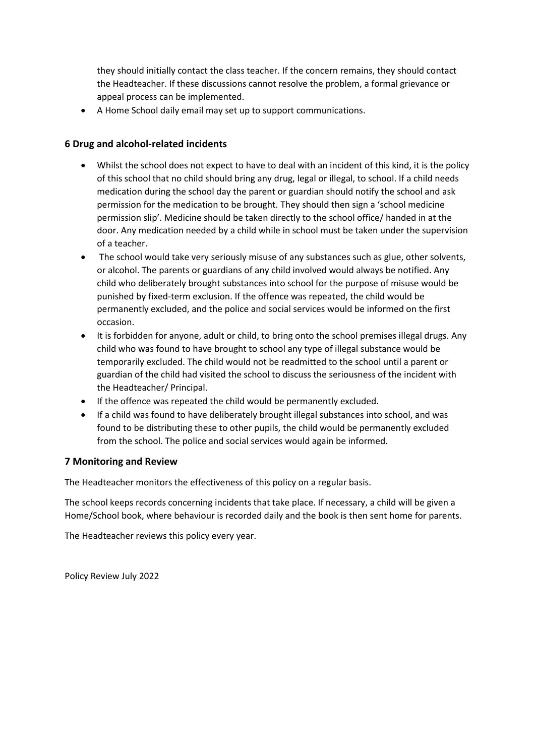they should initially contact the class teacher. If the concern remains, they should contact the Headteacher. If these discussions cannot resolve the problem, a formal grievance or appeal process can be implemented.

- A Home School daily email may set up to support communications.

## 6 Drug and alcohol-related incidents

- Whilst the school does not expect to have to deal with an incident of this kind, it is the policy of this school that no child should bring any drug, legal or illegal, to school. If a child needs medication during the school day the parent or guardian should notify the school and ask permission for the medication to be brought. They should then sign a 'school medicine permission slip'. Medicine should be taken directly to the school office/ handed in at the door. Any medication needed by a child while in school must be taken under the supervision of a teacher.
- The school would take very seriously misuse of any substances such as glue, other solvents, or alcohol. The parents or guardians of any child involved would always be notified. Any child who deliberately brought substances into school for the purpose of misuse would be punished by fixed-term exclusion. If the offence was repeated, the child would be permanently excluded, and the police and social services would be informed on the first occasion.
- It is forbidden for anyone, adult or child, to bring onto the school premises illegal drugs. Any child who was found to have brought to school any type of illegal substance would be temporarily excluded. The child would not be readmitted to the school until a parent or guardian of the child had visited the school to discuss the seriousness of the incident with the Headteacher/ Principal.
- If the offence was repeated the child would be permanently excluded.
- If a child was found to have deliberately brought illegal substances into school, and was found to be distributing these to other pupils, the child would be permanently excluded from the school. The police and social services would again be informed.

## 7 Monitoring and Review

The Headteacher monitors the effectiveness of this policy on a regular basis.

The school keeps records concerning incidents that take place. If necessary, a child will be given a Home/School book, where behaviour is recorded daily and the book is then sent home for parents.

The Headteacher reviews this policy every year.

Policy Review July 2022